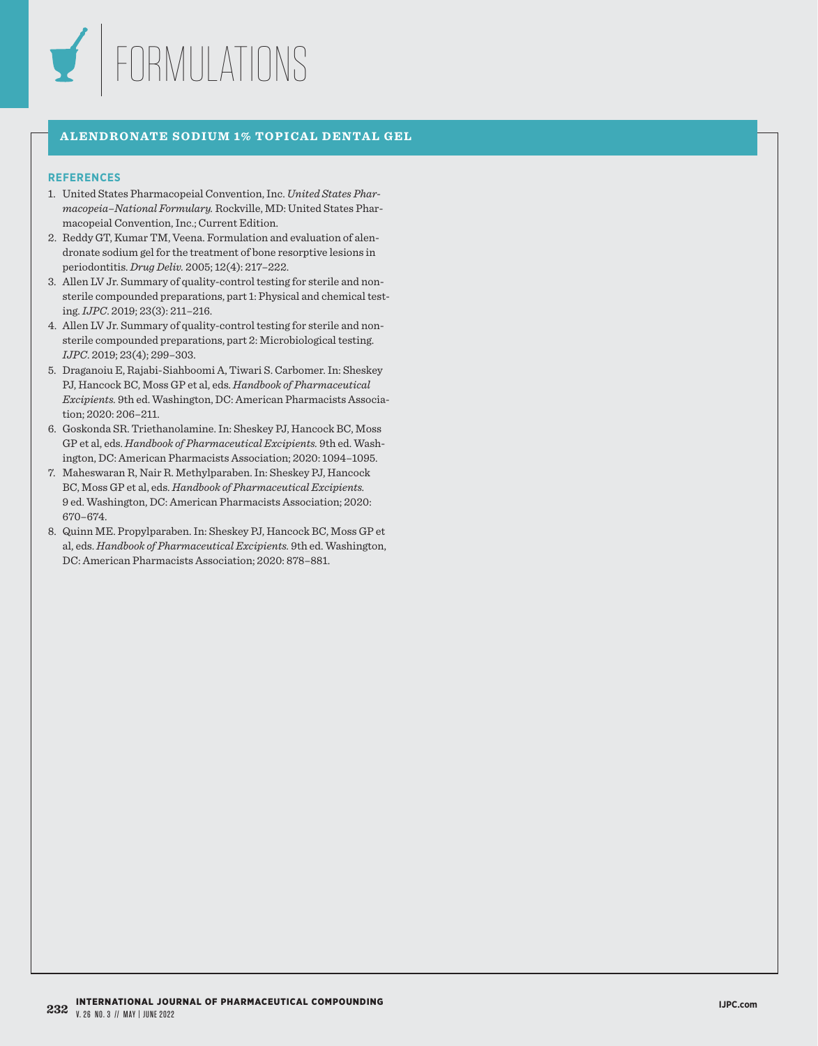# FORMULATIONS

## ALENDRONATE SODIUM 1% TOPICAL DENTAL GEL

### REFERENCES

1. United States Pharmacopeial Convention, Inc. *United States Pharmacopeia–National Formulary.* Rockville, MD: United States Pharmacopeial Convention, Inc.; Current Edition.
2. Reddy GT, Kumar TM, Veena. Formulation and evaluation of alendronate sodium gel for the treatment of bone resorptive lesions in periodontitis. *Drug Deliv.* 2005; 12(4): 217–222.
3. Allen LV Jr. Summary of quality-control testing for sterile and nonsterile compounded preparations, part 1: Physical and chemical testing. *IJPC*. 2019; 23(3): 211–216.
4. Allen LV Jr. Summary of quality-control testing for sterile and nonsterile compounded preparations, part 2: Microbiological testing. *IJPC*. 2019; 23(4); 299–303.
5. Draganoiu E, Rajabi-Siahboomi A, Tiwari S. Carbomer. In: Sheskey PJ, Hancock BC, Moss GP et al, eds. *Handbook of Pharmaceutical Excipients.* 9th ed. Washington, DC: American Pharmacists Association; 2020: 206–211.
6. Goskonda SR. Triethanolamine. In: Sheskey PJ, Hancock BC, Moss GP et al, eds. *Handbook of Pharmaceutical Excipients.* 9th ed. Washington, DC: American Pharmacists Association; 2020: 1094–1095.
7. Maheswaran R, Nair R. Methylparaben. In: Sheskey PJ, Hancock BC, Moss GP et al, eds. *Handbook of Pharmaceutical Excipients.* 9 ed. Washington, DC: American Pharmacists Association; 2020: 670–674.
8. Quinn ME. Propylparaben. In: Sheskey PJ, Hancock BC, Moss GP et al, eds. *Handbook of Pharmaceutical Excipients.* 9th ed. Washington, DC: American Pharmacists Association; 2020: 878–881.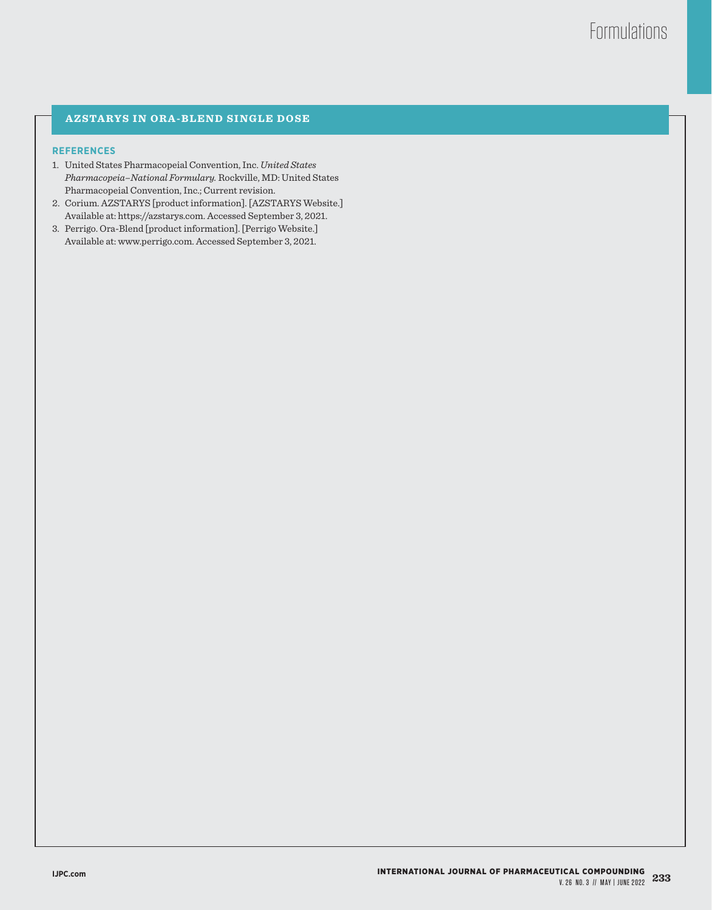## AZSTARYS IN ORA-BLEND SINGLE DOSE

### REFERENCES

1. United States Pharmacopeial Convention, Inc. *United States Pharmacopeia–National Formulary.* Rockville, MD: United States Pharmacopeial Convention, Inc.; Current revision.
2. Corium. AZSTARYS [product information]. [AZSTARYS Website.] Available at: https://azstarys.com. Accessed September 3, 2021.
3. Perrigo. Ora-Blend [product information]. [Perrigo Website.] Available at: www.perrigo.com. Accessed September 3, 2021.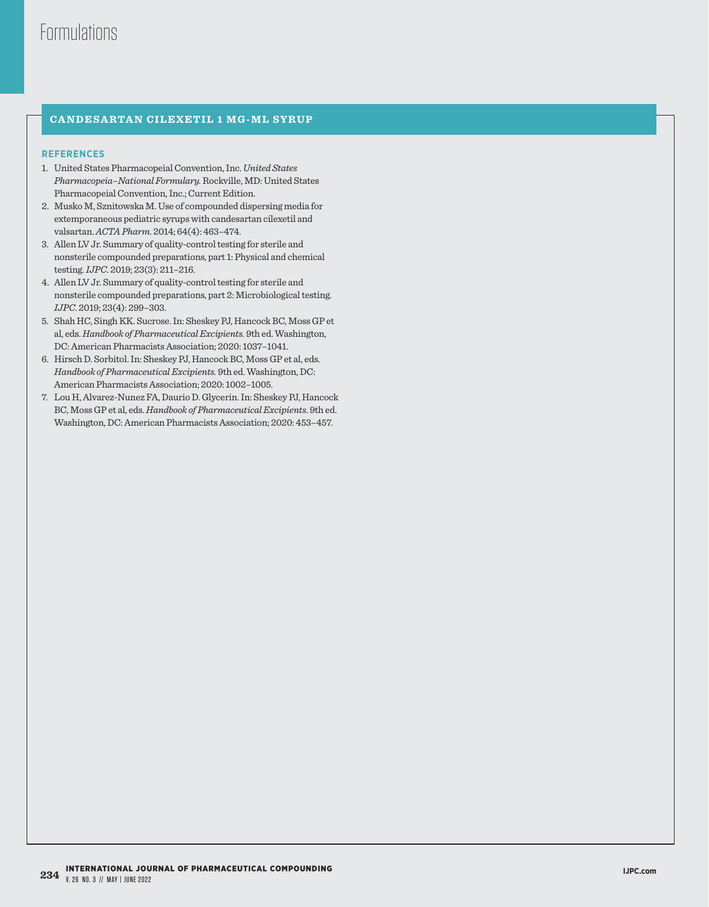## CANDESARTAN CILEXETIL 1 MG-ML SYRUP

### REFERENCES

1. United States Pharmacopeial Convention, Inc. *United States Pharmacopeia–National Formulary.* Rockville, MD: United States Pharmacopeial Convention, Inc.; Current Edition.
2. Musko M, Sznitowska M. Use of compounded dispersing media for extemporaneous pediatric syrups with candesartan cilexetil and valsartan. *ACTA Pharm.* 2014; 64(4): 463–474.
3. Allen LV Jr. Summary of quality-control testing for sterile and nonsterile compounded preparations, part 1: Physical and chemical testing. *IJPC*. 2019; 23(3): 211–216.
4. Allen LV Jr. Summary of quality-control testing for sterile and nonsterile compounded preparations, part 2: Microbiological testing. *IJPC*. 2019; 23(4): 299–303.
5. Shah HC, Singh KK. Sucrose. In: Sheskey PJ, Hancock BC, Moss GP et al, eds. *Handbook of Pharmaceutical Excipients.* 9th ed. Washington, DC: American Pharmacists Association; 2020: 1037–1041.
6. Hirsch D. Sorbitol. In: Sheskey PJ, Hancock BC, Moss GP et al, eds. *Handbook of Pharmaceutical Excipients.* 9th ed. Washington, DC: American Pharmacists Association; 2020: 1002–1005.
7. Lou H, Alvarez-Nunez FA, Daurio D. Glycerin. In: Sheskey PJ, Hancock BC, Moss GP et al, eds. *Handbook of Pharmaceutical Excipients*. 9th ed. Washington, DC: American Pharmacists Association; 2020: 453–457.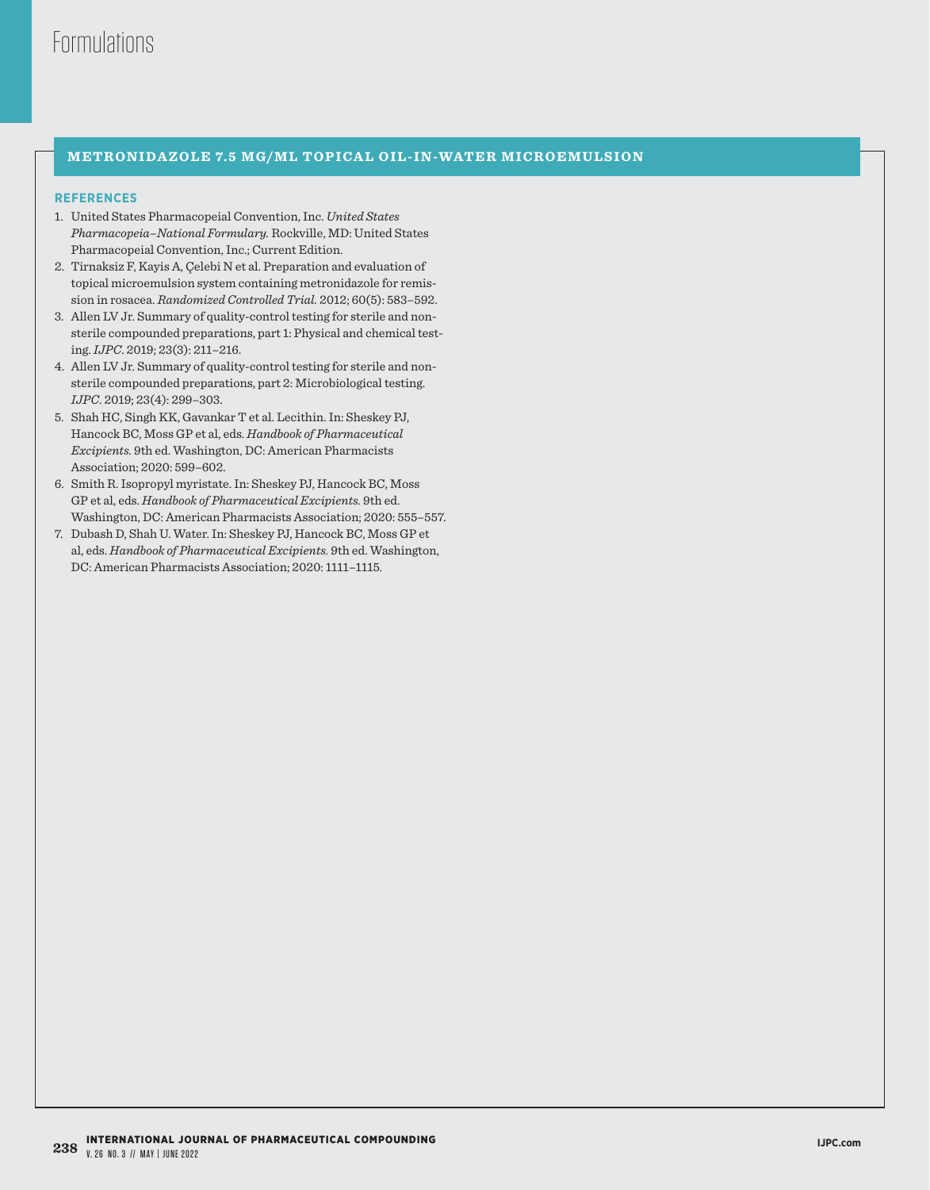## METRONIDAZOLE 7.5 MG/ML TOPICAL OIL-IN-WATER MICROEMULSION

### REFERENCES

1. United States Pharmacopeial Convention, Inc. *United States Pharmacopeia–National Formulary.* Rockville, MD: United States Pharmacopeial Convention, Inc.; Current Edition.
2. Tirnaksiz F, Kayis A, Çelebi N et al. Preparation and evaluation of topical microemulsion system containing metronidazole for remission in rosacea. *Randomized Controlled Trial.* 2012; 60(5): 583–592.
3. Allen LV Jr. Summary of quality-control testing for sterile and nonsterile compounded preparations, part 1: Physical and chemical testing. *IJPC*. 2019; 23(3): 211–216.
4. Allen LV Jr. Summary of quality-control testing for sterile and nonsterile compounded preparations, part 2: Microbiological testing. *IJPC*. 2019; 23(4): 299–303.
5. Shah HC, Singh KK, Gavankar T et al. Lecithin. In: Sheskey PJ, Hancock BC, Moss GP et al, eds. *Handbook of Pharmaceutical Excipients.* 9th ed. Washington, DC: American Pharmacists Association; 2020: 599–602.
6. Smith R. Isopropyl myristate. In: Sheskey PJ, Hancock BC, Moss GP et al, eds. *Handbook of Pharmaceutical Excipients.* 9th ed. Washington, DC: American Pharmacists Association; 2020: 555–557.
7. Dubash D, Shah U. Water. In: Sheskey PJ, Hancock BC, Moss GP et al, eds. *Handbook of Pharmaceutical Excipients.* 9th ed. Washington, DC: American Pharmacists Association; 2020: 1111–1115.